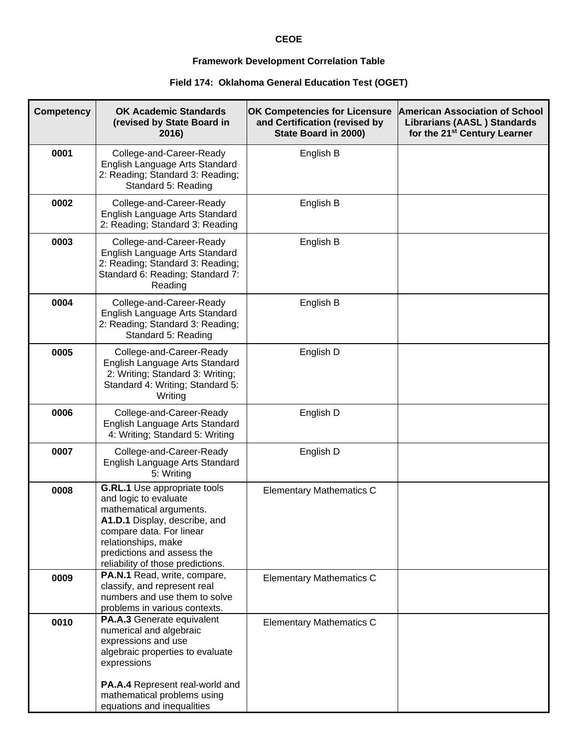**CEOE**

**Framework Development Correlation Table**

**Field 174: Oklahoma General Education Test (OGET)**

| Competency | OK Academic Standards (revised by State Board in 2016) | OK Competencies for Licensure and Certification (revised by State Board in 2000) | American Association of School Librarians (AASL ) Standards for the 21st Century Learner |
| --- | --- | --- | --- |
| **0001** | College-and-Career-Ready English Language Arts Standard 2: Reading; Standard 3: Reading; Standard 5: Reading | English B | |
| **0002** | College-and-Career-Ready English Language Arts Standard 2: Reading; Standard 3: Reading | English B | |
| **0003** | College-and-Career-Ready English Language Arts Standard 2: Reading; Standard 3: Reading; Standard 6: Reading; Standard 7: Reading | English B | |
| **0004** | College-and-Career-Ready English Language Arts Standard 2: Reading; Standard 3: Reading; Standard 5: Reading | English B | |
| **0005** | College-and-Career-Ready English Language Arts Standard 2: Writing; Standard 3: Writing; Standard 4: Writing; Standard 5: Writing | English D | |
| **0006** | College-and-Career-Ready English Language Arts Standard 4: Writing; Standard 5: Writing | English D | |
| **0007** | College-and-Career-Ready English Language Arts Standard 5: Writing | English D | |
| **0008** | **G.RL.1** Use appropriate tools and logic to evaluate mathematical arguments. **A1.D.1** Display, describe, and compare data. For linear relationships, make predictions and assess the reliability of those predictions. | Elementary Mathematics C | |
| **0009** | **PA.N.1** Read, write, compare, classify, and represent real numbers and use them to solve problems in various contexts. | Elementary Mathematics C | |
| **0010** | **PA.A.3** Generate equivalent numerical and algebraic expressions and use algebraic properties to evaluate expressions<br><br>**PA.A.4** Represent real-world and mathematical problems using equations and inequalities | Elementary Mathematics C | |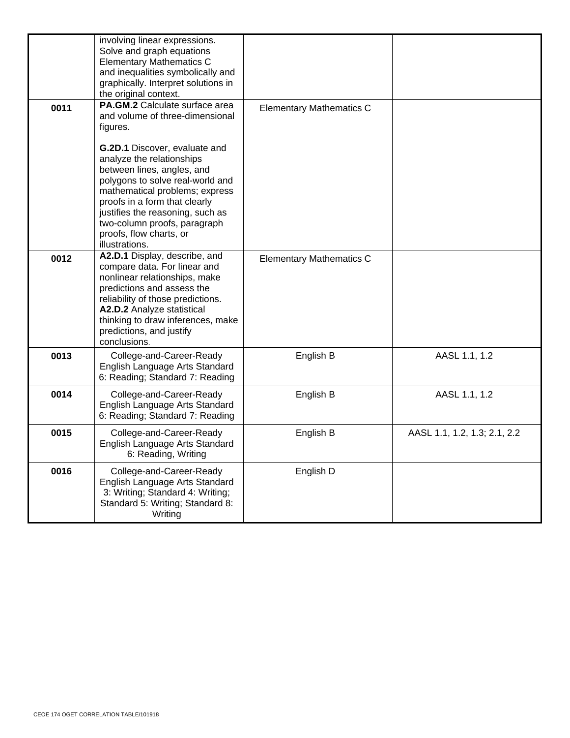| | | | |
|---|---|---|---|
| | involving linear expressions. Solve and graph equations Elementary Mathematics C and inequalities symbolically and graphically. Interpret solutions in the original context. | | |
| **0011** | **PA.GM.2** Calculate surface area and volume of three-dimensional figures.<br><br>**G.2D.1** Discover, evaluate and analyze the relationships between lines, angles, and polygons to solve real-world and mathematical problems; express proofs in a form that clearly justifies the reasoning, such as two-column proofs, paragraph proofs, flow charts, or illustrations. | Elementary Mathematics C | |
| **0012** | **A2.D.1** Display, describe, and compare data. For linear and nonlinear relationships, make predictions and assess the reliability of those predictions. **A2.D.2** Analyze statistical thinking to draw inferences, make predictions, and justify conclusions. | Elementary Mathematics C | |
| **0013** | College-and-Career-Ready English Language Arts Standard 6: Reading; Standard 7: Reading | English B | AASL 1.1, 1.2 |
| **0014** | College-and-Career-Ready English Language Arts Standard 6: Reading; Standard 7: Reading | English B | AASL 1.1, 1.2 |
| **0015** | College-and-Career-Ready English Language Arts Standard 6: Reading, Writing | English B | AASL 1.1, 1.2, 1.3; 2.1, 2.2 |
| **0016** | College-and-Career-Ready English Language Arts Standard 3: Writing; Standard 4: Writing; Standard 5: Writing; Standard 8: Writing | English D | |